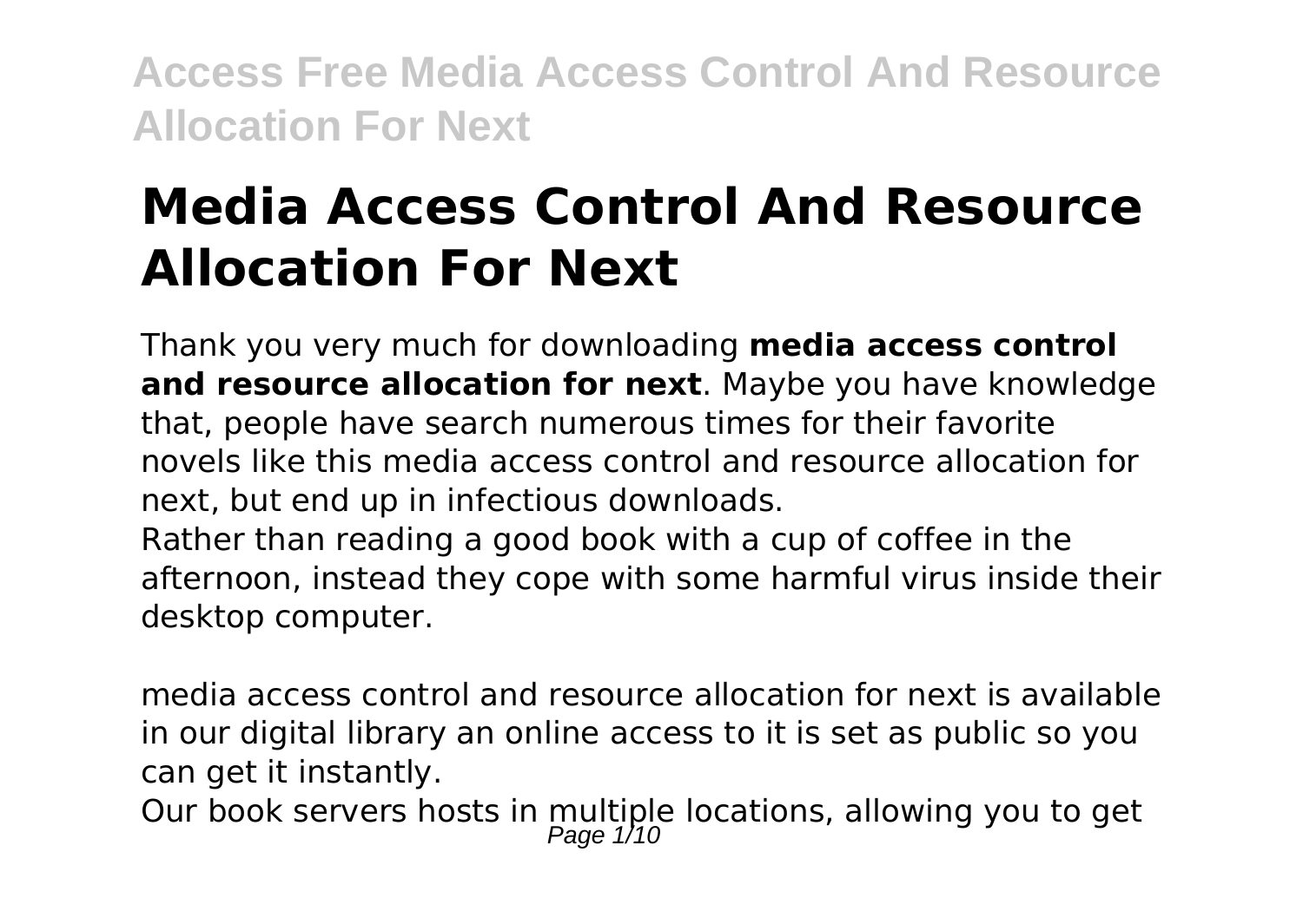# Media Access Control And Resource Allocation For Next

Thank you very much for downloading **media access control and resource allocation for next**. Maybe you have knowledge that, people have search numerous times for their favorite novels like this media access control and resource allocation for next, but end up in infectious downloads.

Rather than reading a good book with a cup of coffee in the afternoon, instead they cope with some harmful virus inside their desktop computer.

media access control and resource allocation for next is available in our digital library an online access to it is set as public so you can get it instantly.

Our book servers hosts in multiple locations, allowing you to get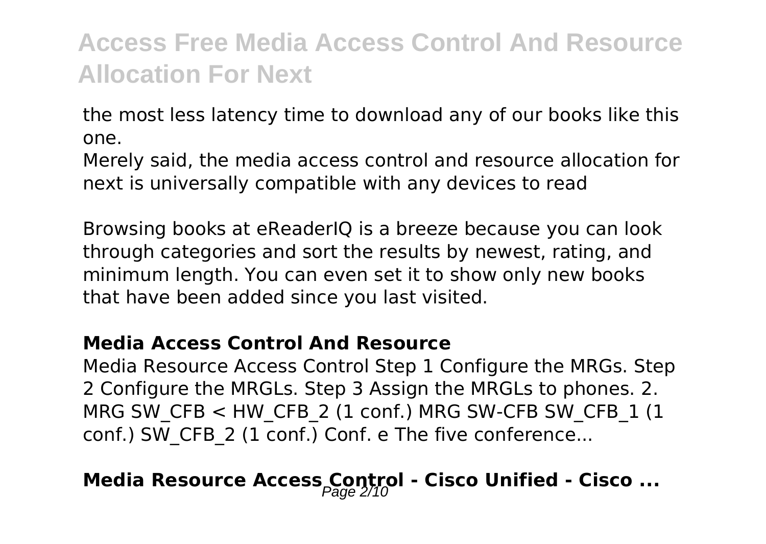the most less latency time to download any of our books like this one.

Merely said, the media access control and resource allocation for next is universally compatible with any devices to read

Browsing books at eReaderIQ is a breeze because you can look through categories and sort the results by newest, rating, and minimum length. You can even set it to show only new books that have been added since you last visited.

### Media Access Control And Resource

Media Resource Access Control Step 1 Configure the MRGs. Step 2 Configure the MRGLs. Step 3 Assign the MRGLs to phones. 2. MRG SW_CFB < HW_CFB_2 (1 conf.) MRG SW-CFB SW_CFB_1 (1 conf.) SW_CFB_2 (1 conf.) Conf. e The five conference...

## Media Resource Access Control - Cisco Unified - Cisco ...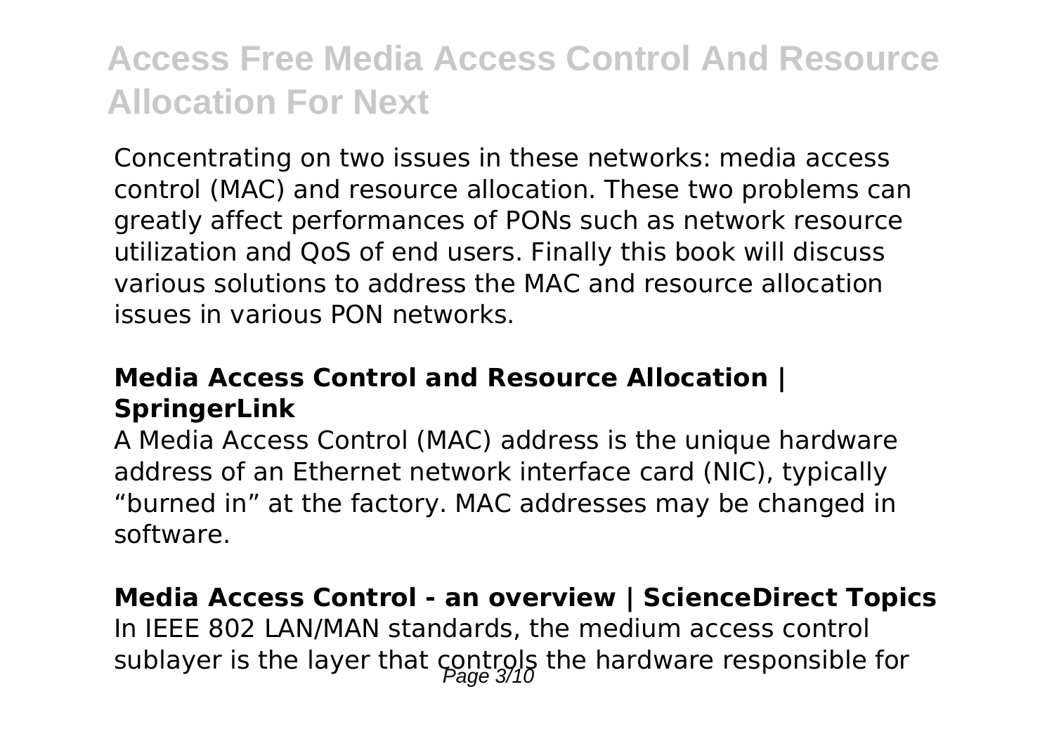Concentrating on two issues in these networks: media access control (MAC) and resource allocation. These two problems can greatly affect performances of PONs such as network resource utilization and QoS of end users. Finally this book will discuss various solutions to address the MAC and resource allocation issues in various PON networks.

### Media Access Control and Resource Allocation | SpringerLink

A Media Access Control (MAC) address is the unique hardware address of an Ethernet network interface card (NIC), typically "burned in" at the factory. MAC addresses may be changed in software.

### Media Access Control - an overview | ScienceDirect Topics

In IEEE 802 LAN/MAN standards, the medium access control sublayer is the layer that controls the hardware responsible for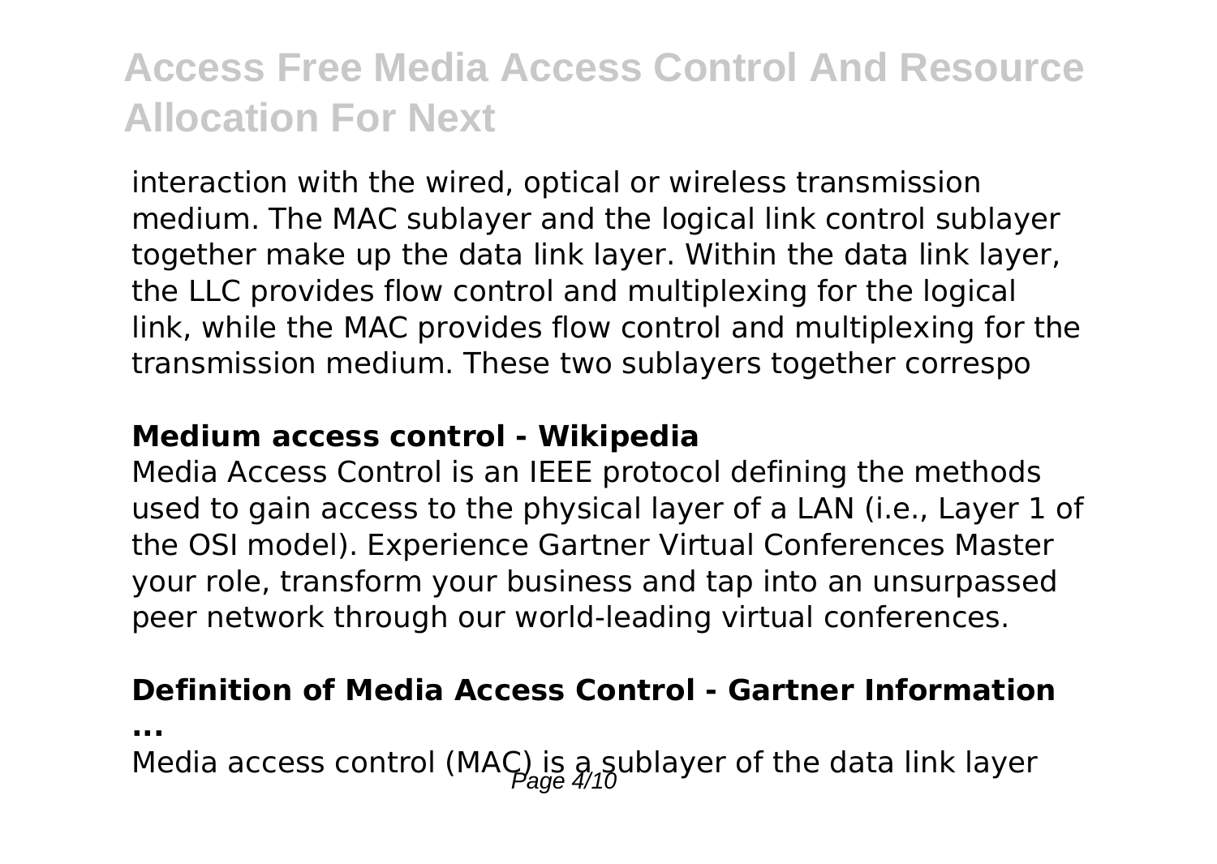interaction with the wired, optical or wireless transmission medium. The MAC sublayer and the logical link control sublayer together make up the data link layer. Within the data link layer, the LLC provides flow control and multiplexing for the logical link, while the MAC provides flow control and multiplexing for the transmission medium. These two sublayers together correspo

**Medium access control - Wikipedia**

Media Access Control is an IEEE protocol defining the methods used to gain access to the physical layer of a LAN (i.e., Layer 1 of the OSI model). Experience Gartner Virtual Conferences Master your role, transform your business and tap into an unsurpassed peer network through our world-leading virtual conferences.

**Definition of Media Access Control - Gartner Information ...**

Media access control (MAC) is a sublayer of the data link layer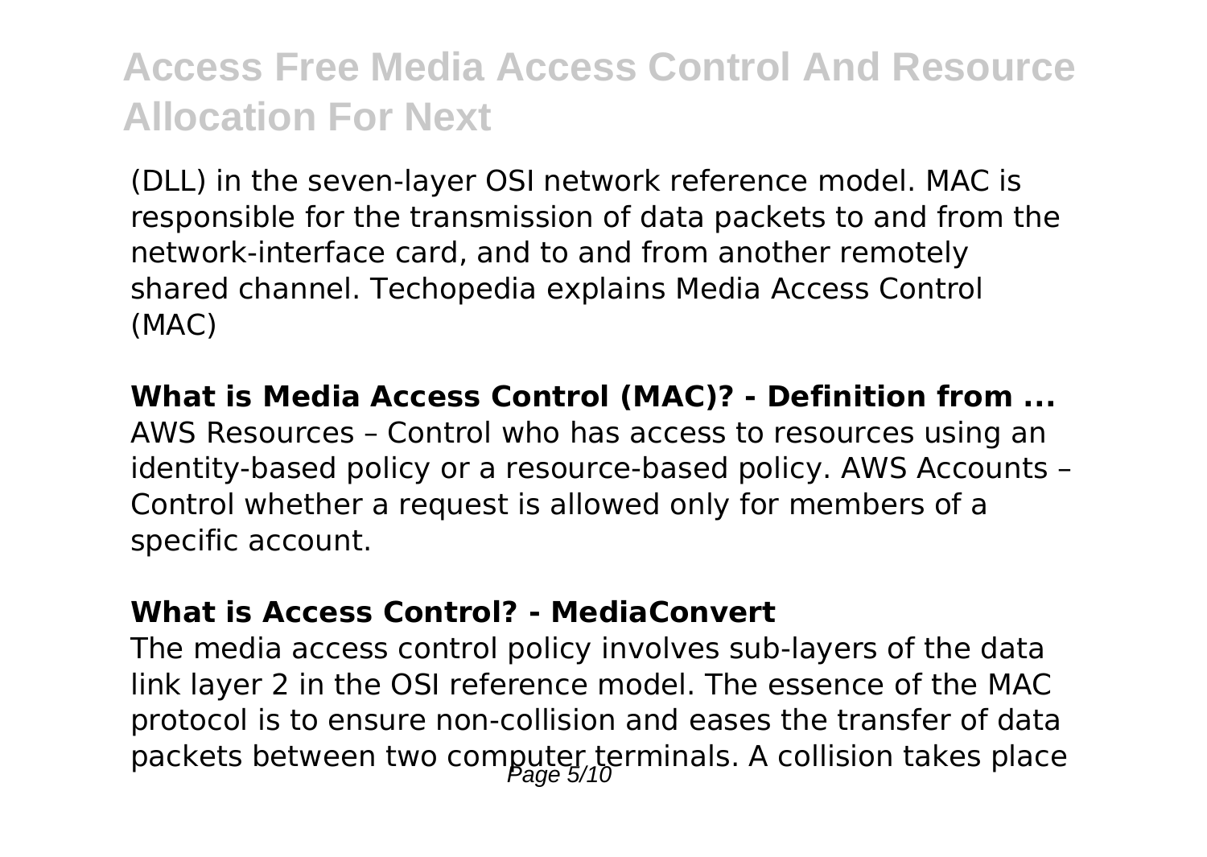(DLL) in the seven-layer OSI network reference model. MAC is responsible for the transmission of data packets to and from the network-interface card, and to and from another remotely shared channel. Techopedia explains Media Access Control (MAC)

**What is Media Access Control (MAC)? - Definition from ...**

AWS Resources – Control who has access to resources using an identity-based policy or a resource-based policy. AWS Accounts – Control whether a request is allowed only for members of a specific account.

**What is Access Control? - MediaConvert**

The media access control policy involves sub-layers of the data link layer 2 in the OSI reference model. The essence of the MAC protocol is to ensure non-collision and eases the transfer of data packets between two computer terminals. A collision takes place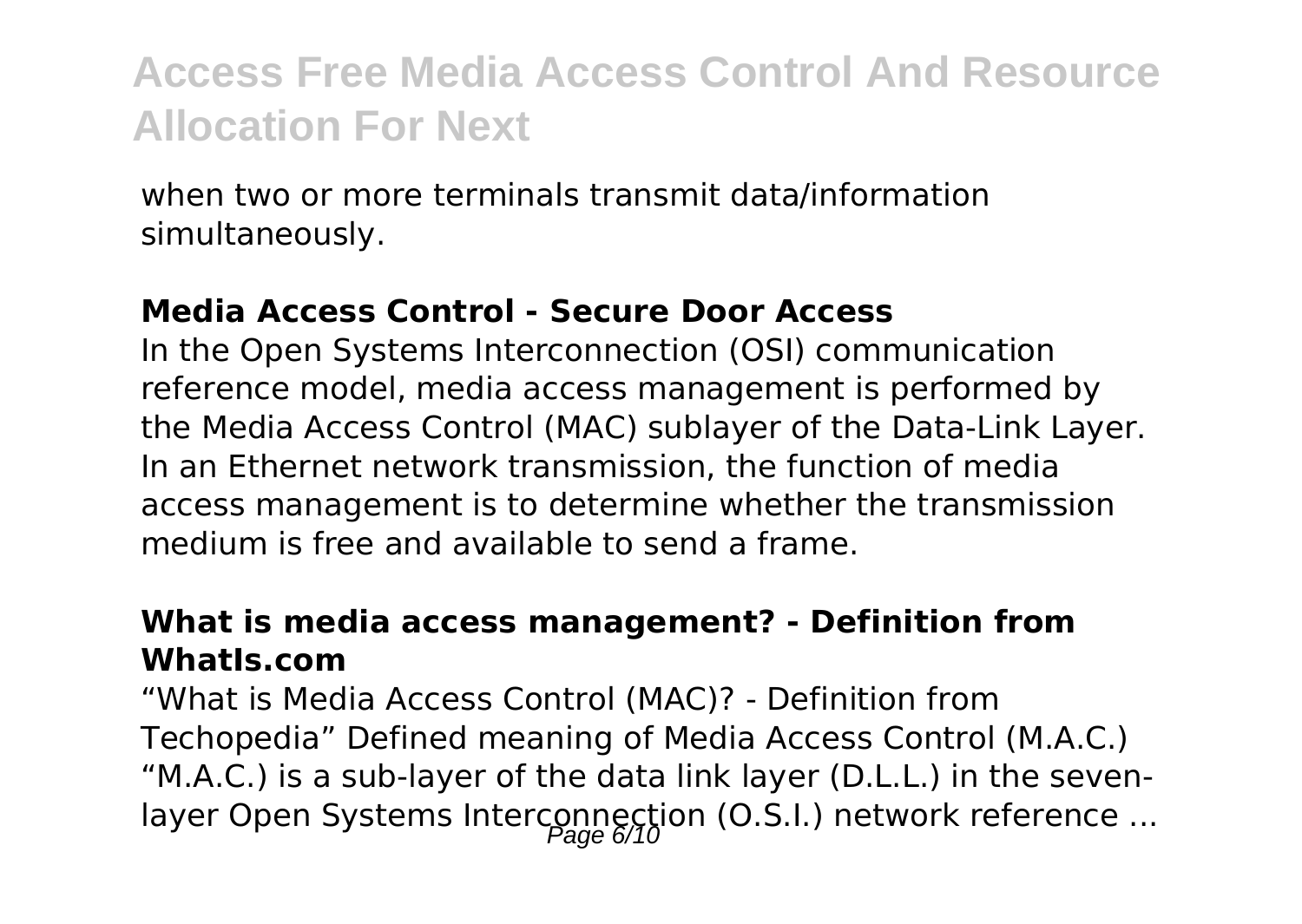when two or more terminals transmit data/information simultaneously.

**Media Access Control - Secure Door Access**

In the Open Systems Interconnection (OSI) communication reference model, media access management is performed by the Media Access Control (MAC) sublayer of the Data-Link Layer. In an Ethernet network transmission, the function of media access management is to determine whether the transmission medium is free and available to send a frame.

**What is media access management? - Definition from WhatIs.com**

"What is Media Access Control (MAC)? - Definition from Techopedia" Defined meaning of Media Access Control (M.A.C.) "M.A.C.) is a sub-layer of the data link layer (D.L.L.) in the seven-layer Open Systems Interconnection (O.S.I.) network reference ...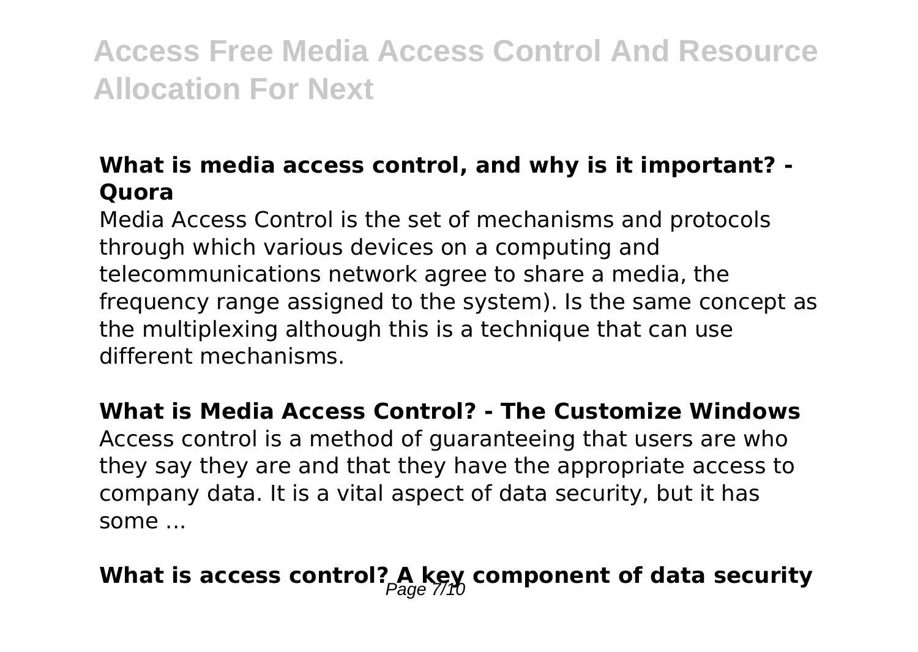### What is media access control, and why is it important? - Quora

Media Access Control is the set of mechanisms and protocols through which various devices on a computing and telecommunications network agree to share a media, the frequency range assigned to the system). Is the same concept as the multiplexing although this is a technique that can use different mechanisms.

### What is Media Access Control? - The Customize Windows

Access control is a method of guaranteeing that users are who they say they are and that they have the appropriate access to company data. It is a vital aspect of data security, but it has some ...

### What is access control? A key component of data security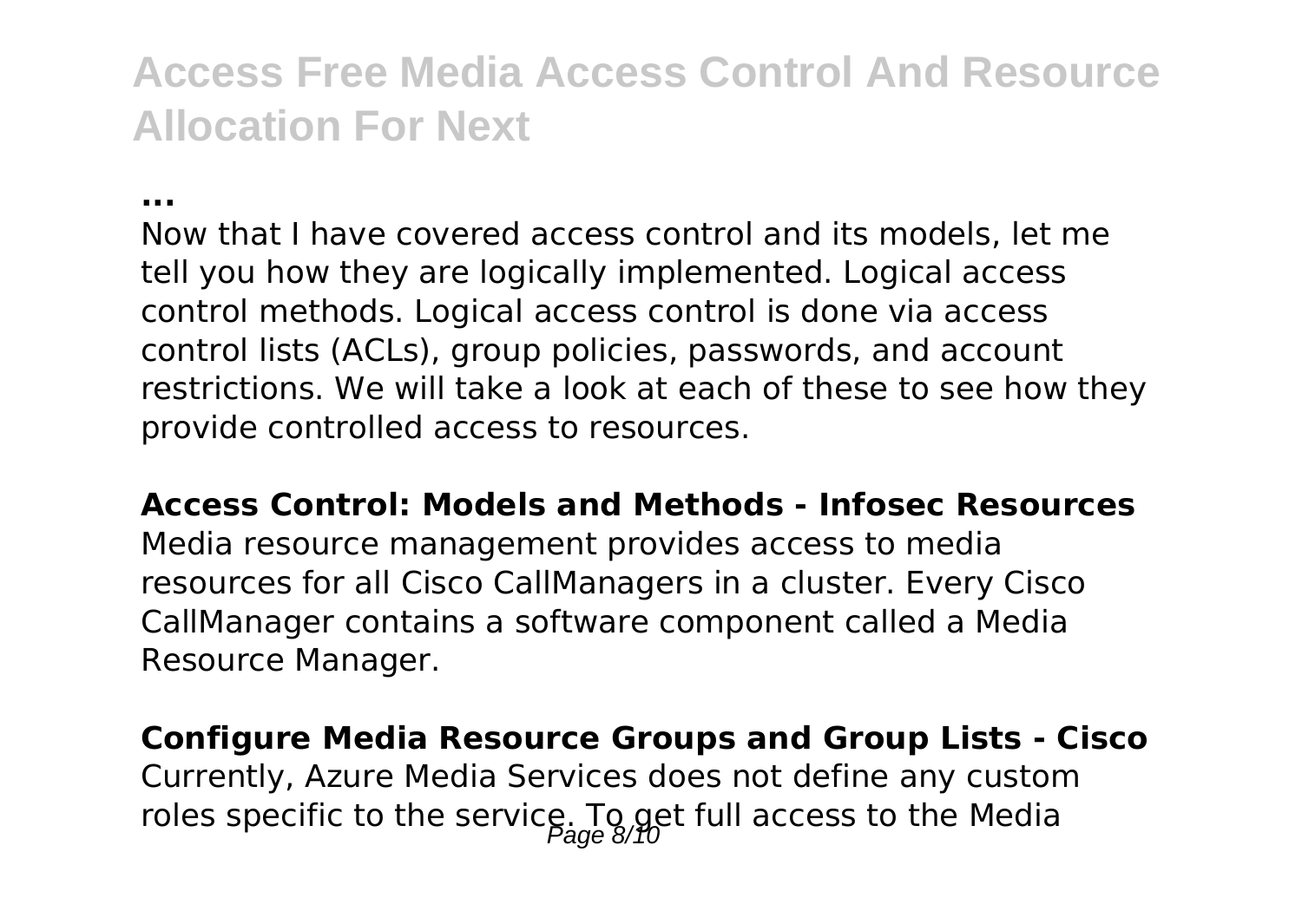**...**

Now that I have covered access control and its models, let me tell you how they are logically implemented. Logical access control methods. Logical access control is done via access control lists (ACLs), group policies, passwords, and account restrictions. We will take a look at each of these to see how they provide controlled access to resources.

**Access Control: Models and Methods - Infosec Resources**

Media resource management provides access to media resources for all Cisco CallManagers in a cluster. Every Cisco CallManager contains a software component called a Media Resource Manager.

**Configure Media Resource Groups and Group Lists - Cisco**

Currently, Azure Media Services does not define any custom roles specific to the service. To get full access to the Media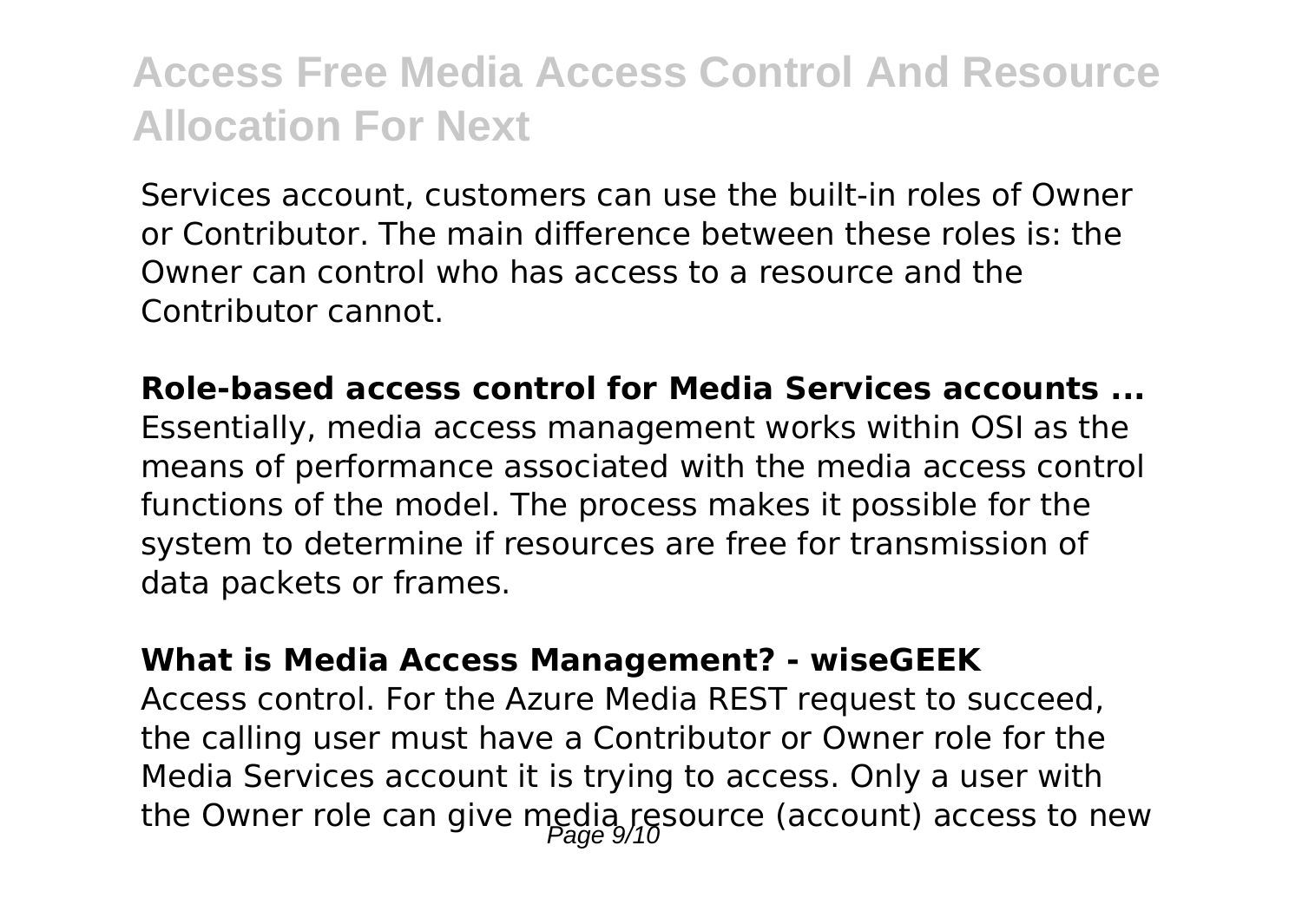Services account, customers can use the built-in roles of Owner or Contributor. The main difference between these roles is: the Owner can control who has access to a resource and the Contributor cannot.

**Role-based access control for Media Services accounts ...**

Essentially, media access management works within OSI as the means of performance associated with the media access control functions of the model. The process makes it possible for the system to determine if resources are free for transmission of data packets or frames.

**What is Media Access Management? - wiseGEEK**

Access control. For the Azure Media REST request to succeed, the calling user must have a Contributor or Owner role for the Media Services account it is trying to access. Only a user with the Owner role can give media resource (account) access to new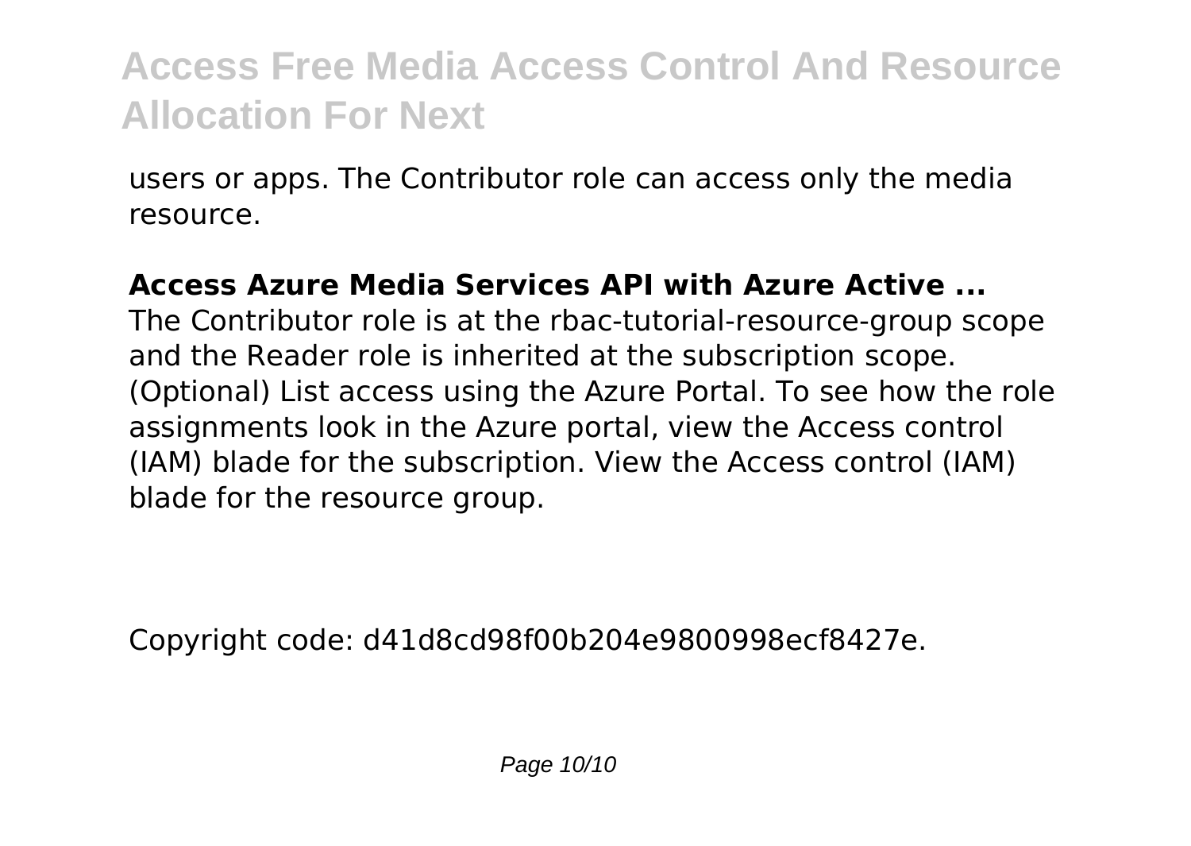users or apps. The Contributor role can access only the media resource.

**Access Azure Media Services API with Azure Active ...**

The Contributor role is at the rbac-tutorial-resource-group scope and the Reader role is inherited at the subscription scope. (Optional) List access using the Azure Portal. To see how the role assignments look in the Azure portal, view the Access control (IAM) blade for the subscription. View the Access control (IAM) blade for the resource group.

Copyright code: d41d8cd98f00b204e9800998ecf8427e.